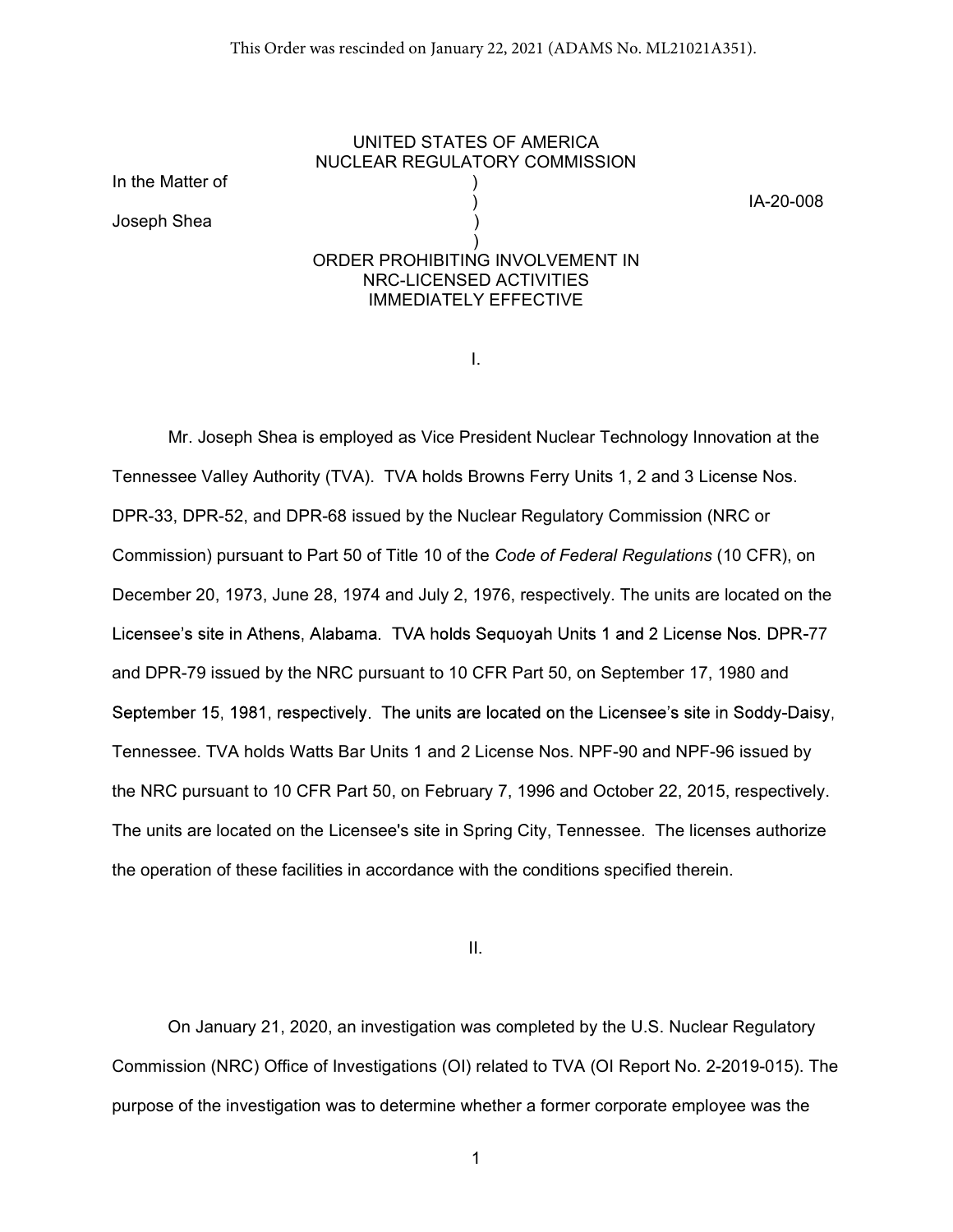This Order was rescinded on January 22, 2021 (ADAMS No. ML21021A351).

UNITED STATES OF AMERICA
NUCLEAR REGULATORY COMMISSION

| | | |
|---|---|---|
| In the Matter of | ) | |
| | ) | IA-20-008 |
| Joseph Shea | ) | |
| | ) | |

ORDER PROHIBITING INVOLVEMENT IN
NRC-LICENSED ACTIVITIES
IMMEDIATELY EFFECTIVE

I.

Mr. Joseph Shea is employed as Vice President Nuclear Technology Innovation at the Tennessee Valley Authority (TVA). TVA holds Browns Ferry Units 1, 2 and 3 License Nos. DPR-33, DPR-52, and DPR-68 issued by the Nuclear Regulatory Commission (NRC or Commission) pursuant to Part 50 of Title 10 of the *Code of Federal Regulations* (10 CFR), on December 20, 1973, June 28, 1974 and July 2, 1976, respectively. The units are located on the Licensee's site in Athens, Alabama. TVA holds Sequoyah Units 1 and 2 License Nos. DPR-77 and DPR-79 issued by the NRC pursuant to 10 CFR Part 50, on September 17, 1980 and September 15, 1981, respectively. The units are located on the Licensee's site in Soddy-Daisy, Tennessee. TVA holds Watts Bar Units 1 and 2 License Nos. NPF-90 and NPF-96 issued by the NRC pursuant to 10 CFR Part 50, on February 7, 1996 and October 22, 2015, respectively. The units are located on the Licensee's site in Spring City, Tennessee. The licenses authorize the operation of these facilities in accordance with the conditions specified therein.

II.

On January 21, 2020, an investigation was completed by the U.S. Nuclear Regulatory Commission (NRC) Office of Investigations (OI) related to TVA (OI Report No. 2-2019-015). The purpose of the investigation was to determine whether a former corporate employee was the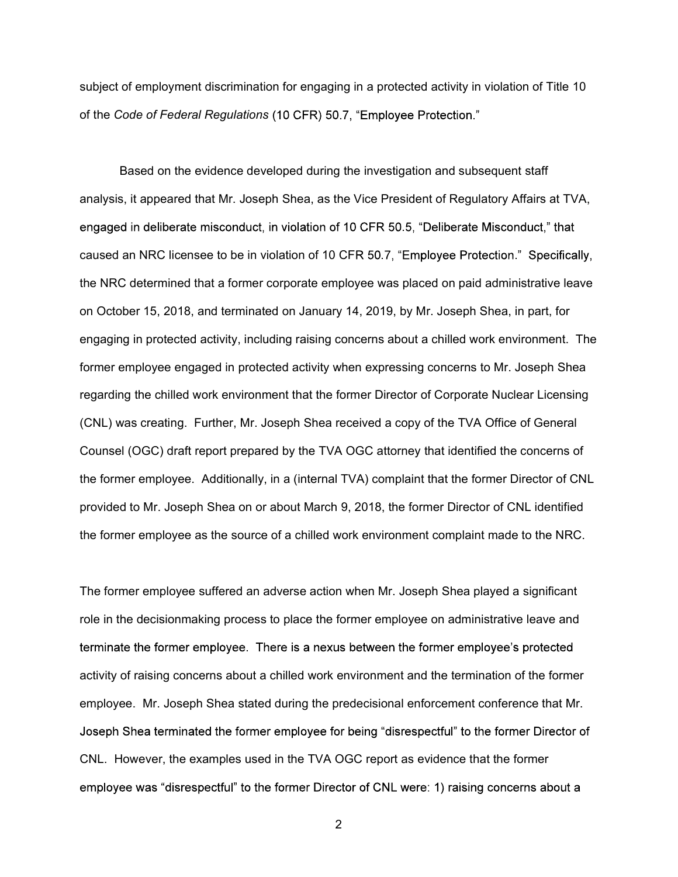subject of employment discrimination for engaging in a protected activity in violation of Title 10 of the *Code of Federal Regulations* (10 CFR) 50.7, "Employee Protection."

Based on the evidence developed during the investigation and subsequent staff analysis, it appeared that Mr. Joseph Shea, as the Vice President of Regulatory Affairs at TVA, engaged in deliberate misconduct, in violation of 10 CFR 50.5, "Deliberate Misconduct," that caused an NRC licensee to be in violation of 10 CFR 50.7, "Employee Protection." Specifically, the NRC determined that a former corporate employee was placed on paid administrative leave on October 15, 2018, and terminated on January 14, 2019, by Mr. Joseph Shea, in part, for engaging in protected activity, including raising concerns about a chilled work environment. The former employee engaged in protected activity when expressing concerns to Mr. Joseph Shea regarding the chilled work environment that the former Director of Corporate Nuclear Licensing (CNL) was creating. Further, Mr. Joseph Shea received a copy of the TVA Office of General Counsel (OGC) draft report prepared by the TVA OGC attorney that identified the concerns of the former employee. Additionally, in a (internal TVA) complaint that the former Director of CNL provided to Mr. Joseph Shea on or about March 9, 2018, the former Director of CNL identified the former employee as the source of a chilled work environment complaint made to the NRC.

The former employee suffered an adverse action when Mr. Joseph Shea played a significant role in the decisionmaking process to place the former employee on administrative leave and terminate the former employee. There is a nexus between the former employee's protected activity of raising concerns about a chilled work environment and the termination of the former employee. Mr. Joseph Shea stated during the predecisional enforcement conference that Mr. Joseph Shea terminated the former employee for being "disrespectful" to the former Director of CNL. However, the examples used in the TVA OGC report as evidence that the former employee was "disrespectful" to the former Director of CNL were: 1) raising concerns about a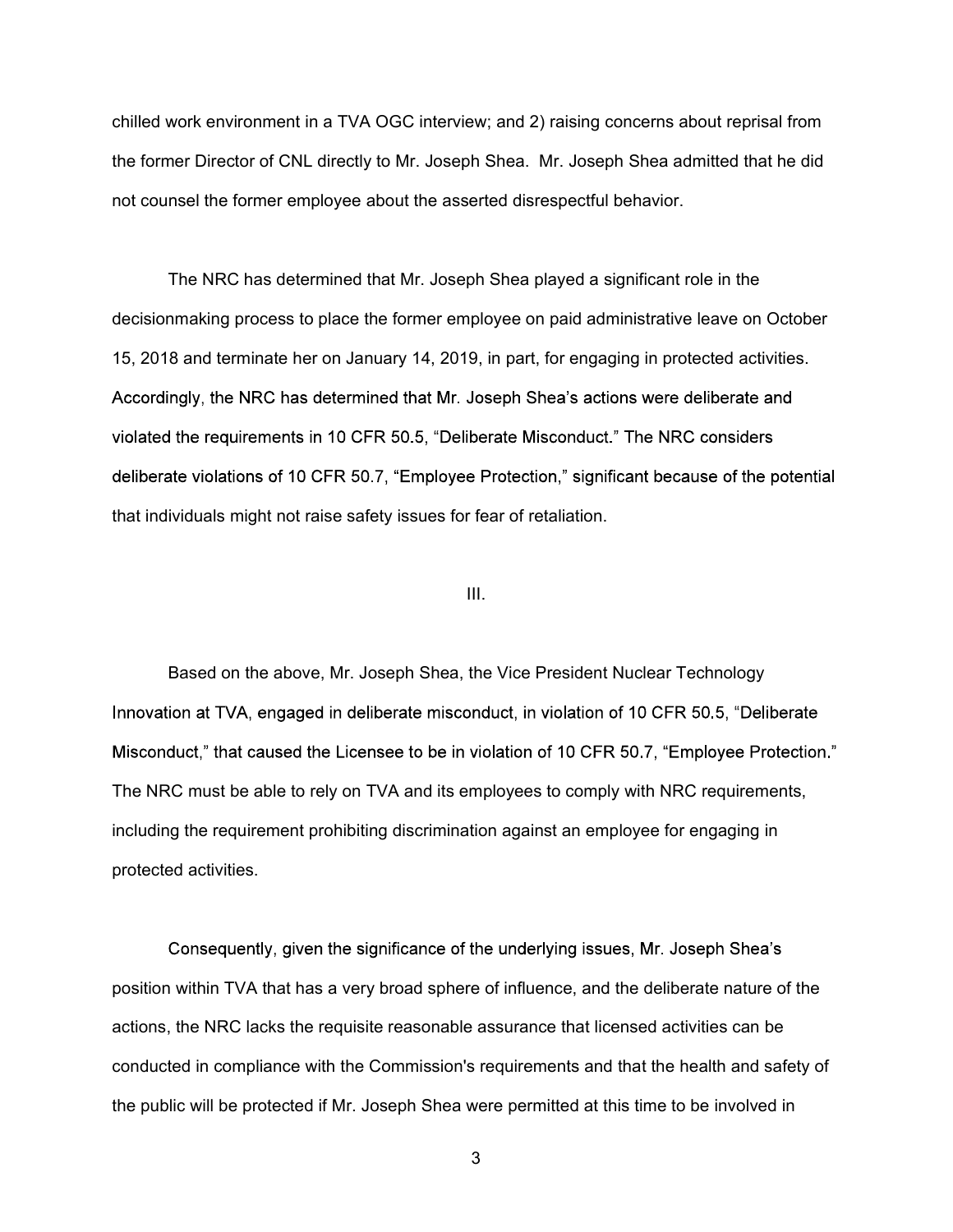chilled work environment in a TVA OGC interview; and 2) raising concerns about reprisal from the former Director of CNL directly to Mr. Joseph Shea. Mr. Joseph Shea admitted that he did not counsel the former employee about the asserted disrespectful behavior.

The NRC has determined that Mr. Joseph Shea played a significant role in the decisionmaking process to place the former employee on paid administrative leave on October 15, 2018 and terminate her on January 14, 2019, in part, for engaging in protected activities. Accordingly, the NRC has determined that Mr. Joseph Shea's actions were deliberate and violated the requirements in 10 CFR 50.5, "Deliberate Misconduct." The NRC considers deliberate violations of 10 CFR 50.7, "Employee Protection," significant because of the potential that individuals might not raise safety issues for fear of retaliation.

III.

Based on the above, Mr. Joseph Shea, the Vice President Nuclear Technology Innovation at TVA, engaged in deliberate misconduct, in violation of 10 CFR 50.5, "Deliberate Misconduct," that caused the Licensee to be in violation of 10 CFR 50.7, "Employee Protection." The NRC must be able to rely on TVA and its employees to comply with NRC requirements, including the requirement prohibiting discrimination against an employee for engaging in protected activities.

Consequently, given the significance of the underlying issues, Mr. Joseph Shea's position within TVA that has a very broad sphere of influence, and the deliberate nature of the actions, the NRC lacks the requisite reasonable assurance that licensed activities can be conducted in compliance with the Commission's requirements and that the health and safety of the public will be protected if Mr. Joseph Shea were permitted at this time to be involved in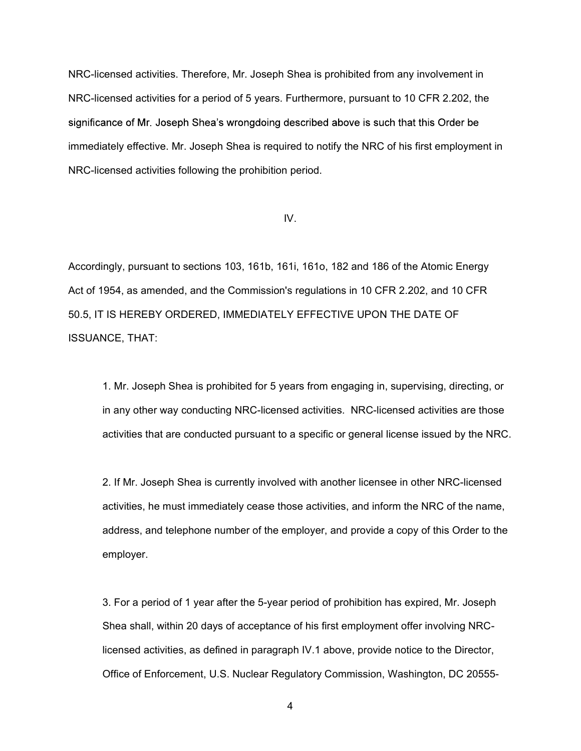NRC-licensed activities. Therefore, Mr. Joseph Shea is prohibited from any involvement in NRC-licensed activities for a period of 5 years. Furthermore, pursuant to 10 CFR 2.202, the significance of Mr. Joseph Shea's wrongdoing described above is such that this Order be immediately effective. Mr. Joseph Shea is required to notify the NRC of his first employment in NRC-licensed activities following the prohibition period.

IV.

Accordingly, pursuant to sections 103, 161b, 161i, 161o, 182 and 186 of the Atomic Energy Act of 1954, as amended, and the Commission's regulations in 10 CFR 2.202, and 10 CFR 50.5, IT IS HEREBY ORDERED, IMMEDIATELY EFFECTIVE UPON THE DATE OF ISSUANCE, THAT:

1. Mr. Joseph Shea is prohibited for 5 years from engaging in, supervising, directing, or in any other way conducting NRC-licensed activities. NRC-licensed activities are those activities that are conducted pursuant to a specific or general license issued by the NRC.

2. If Mr. Joseph Shea is currently involved with another licensee in other NRC-licensed activities, he must immediately cease those activities, and inform the NRC of the name, address, and telephone number of the employer, and provide a copy of this Order to the employer.

3. For a period of 1 year after the 5-year period of prohibition has expired, Mr. Joseph Shea shall, within 20 days of acceptance of his first employment offer involving NRC-licensed activities, as defined in paragraph IV.1 above, provide notice to the Director, Office of Enforcement, U.S. Nuclear Regulatory Commission, Washington, DC 20555-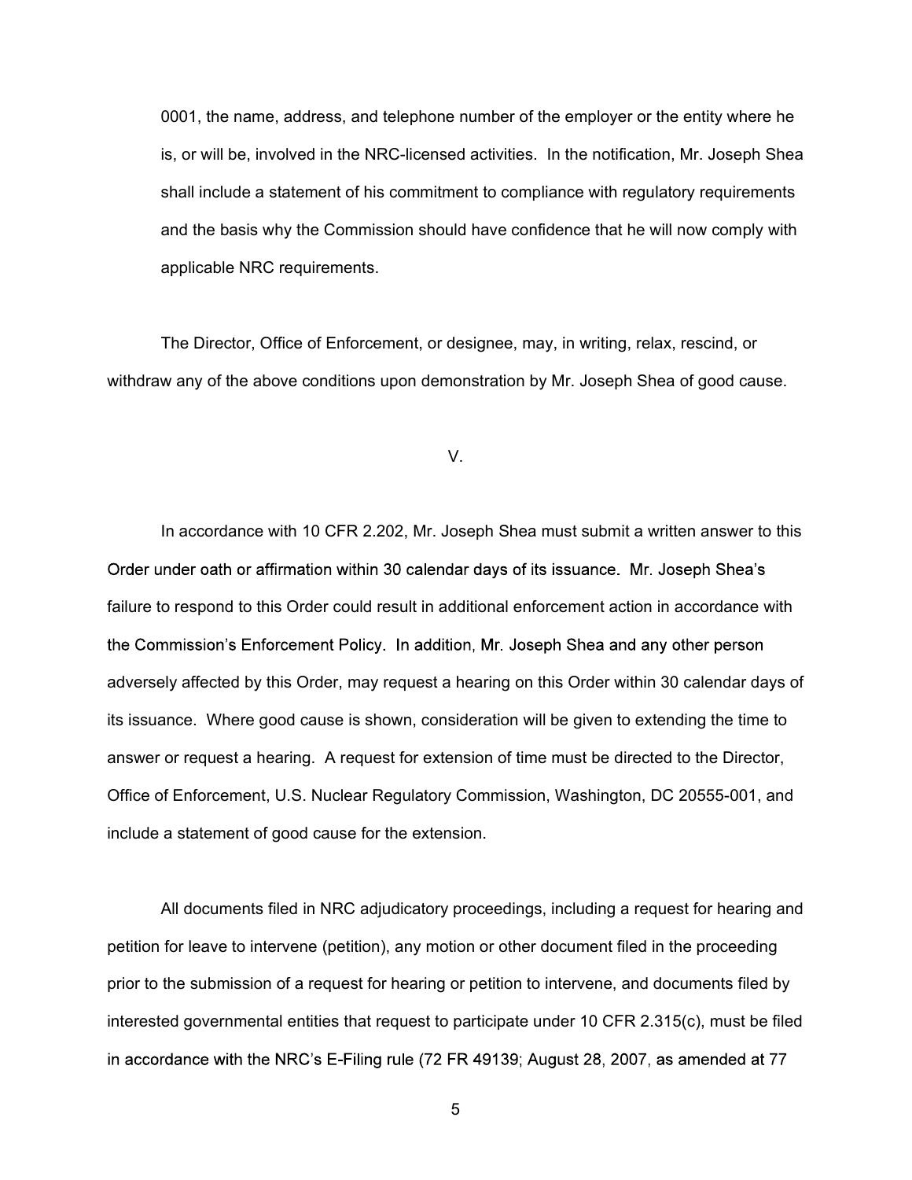0001, the name, address, and telephone number of the employer or the entity where he is, or will be, involved in the NRC-licensed activities. In the notification, Mr. Joseph Shea shall include a statement of his commitment to compliance with regulatory requirements and the basis why the Commission should have confidence that he will now comply with applicable NRC requirements.

The Director, Office of Enforcement, or designee, may, in writing, relax, rescind, or withdraw any of the above conditions upon demonstration by Mr. Joseph Shea of good cause.

V.

In accordance with 10 CFR 2.202, Mr. Joseph Shea must submit a written answer to this Order under oath or affirmation within 30 calendar days of its issuance. Mr. Joseph Shea's failure to respond to this Order could result in additional enforcement action in accordance with the Commission's Enforcement Policy. In addition, Mr. Joseph Shea and any other person adversely affected by this Order, may request a hearing on this Order within 30 calendar days of its issuance. Where good cause is shown, consideration will be given to extending the time to answer or request a hearing. A request for extension of time must be directed to the Director, Office of Enforcement, U.S. Nuclear Regulatory Commission, Washington, DC 20555-001, and include a statement of good cause for the extension.

All documents filed in NRC adjudicatory proceedings, including a request for hearing and petition for leave to intervene (petition), any motion or other document filed in the proceeding prior to the submission of a request for hearing or petition to intervene, and documents filed by interested governmental entities that request to participate under 10 CFR 2.315(c), must be filed in accordance with the NRC's E-Filing rule (72 FR 49139; August 28, 2007, as amended at 77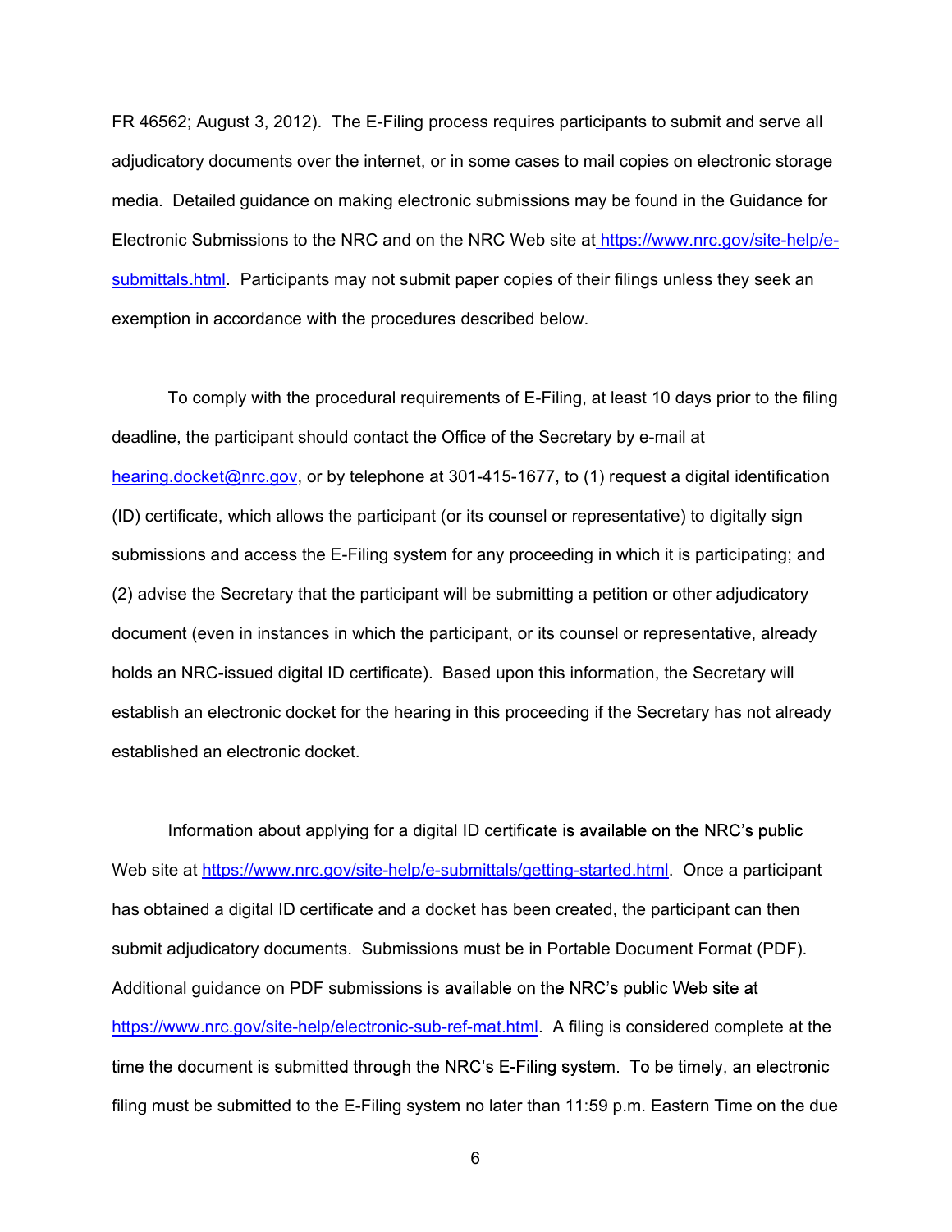FR 46562; August 3, 2012). The E-Filing process requires participants to submit and serve all adjudicatory documents over the internet, or in some cases to mail copies on electronic storage media. Detailed guidance on making electronic submissions may be found in the Guidance for Electronic Submissions to the NRC and on the NRC Web site at https://www.nrc.gov/site-help/e-submittals.html. Participants may not submit paper copies of their filings unless they seek an exemption in accordance with the procedures described below.

To comply with the procedural requirements of E-Filing, at least 10 days prior to the filing deadline, the participant should contact the Office of the Secretary by e-mail at hearing.docket@nrc.gov, or by telephone at 301-415-1677, to (1) request a digital identification (ID) certificate, which allows the participant (or its counsel or representative) to digitally sign submissions and access the E-Filing system for any proceeding in which it is participating; and (2) advise the Secretary that the participant will be submitting a petition or other adjudicatory document (even in instances in which the participant, or its counsel or representative, already holds an NRC-issued digital ID certificate). Based upon this information, the Secretary will establish an electronic docket for the hearing in this proceeding if the Secretary has not already established an electronic docket.

Information about applying for a digital ID certificate is available on the NRC's public Web site at https://www.nrc.gov/site-help/e-submittals/getting-started.html. Once a participant has obtained a digital ID certificate and a docket has been created, the participant can then submit adjudicatory documents. Submissions must be in Portable Document Format (PDF). Additional guidance on PDF submissions is available on the NRC's public Web site at https://www.nrc.gov/site-help/electronic-sub-ref-mat.html. A filing is considered complete at the time the document is submitted through the NRC's E-Filing system. To be timely, an electronic filing must be submitted to the E-Filing system no later than 11:59 p.m. Eastern Time on the due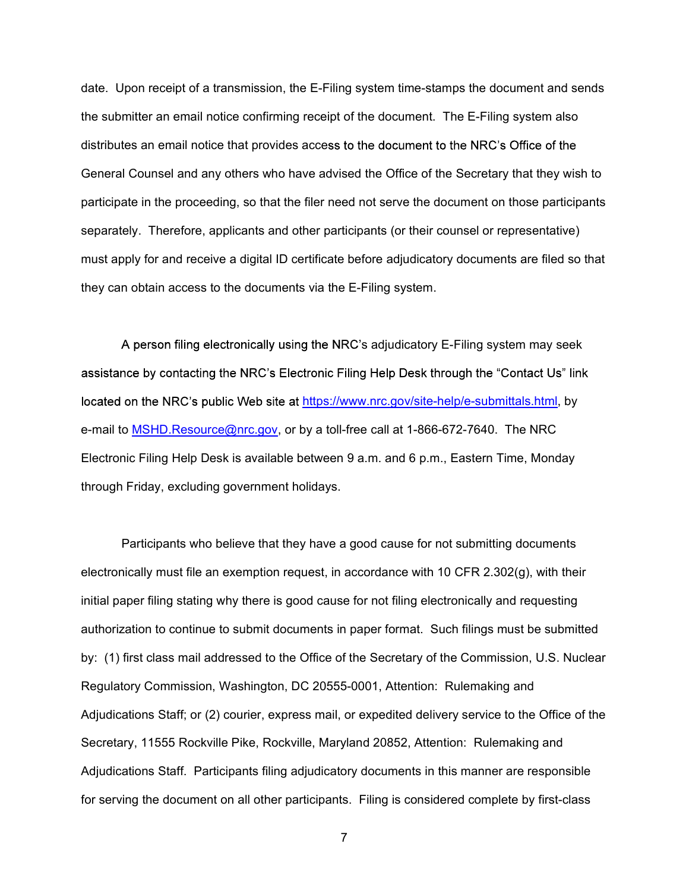date. Upon receipt of a transmission, the E-Filing system time-stamps the document and sends the submitter an email notice confirming receipt of the document. The E-Filing system also distributes an email notice that provides access to the document to the NRC's Office of the General Counsel and any others who have advised the Office of the Secretary that they wish to participate in the proceeding, so that the filer need not serve the document on those participants separately. Therefore, applicants and other participants (or their counsel or representative) must apply for and receive a digital ID certificate before adjudicatory documents are filed so that they can obtain access to the documents via the E-Filing system.

A person filing electronically using the NRC's adjudicatory E-Filing system may seek assistance by contacting the NRC's Electronic Filing Help Desk through the "Contact Us" link located on the NRC's public Web site at https://www.nrc.gov/site-help/e-submittals.html, by e-mail to MSHD.Resource@nrc.gov, or by a toll-free call at 1-866-672-7640. The NRC Electronic Filing Help Desk is available between 9 a.m. and 6 p.m., Eastern Time, Monday through Friday, excluding government holidays.

Participants who believe that they have a good cause for not submitting documents electronically must file an exemption request, in accordance with 10 CFR 2.302(g), with their initial paper filing stating why there is good cause for not filing electronically and requesting authorization to continue to submit documents in paper format. Such filings must be submitted by: (1) first class mail addressed to the Office of the Secretary of the Commission, U.S. Nuclear Regulatory Commission, Washington, DC 20555-0001, Attention: Rulemaking and Adjudications Staff; or (2) courier, express mail, or expedited delivery service to the Office of the Secretary, 11555 Rockville Pike, Rockville, Maryland 20852, Attention: Rulemaking and Adjudications Staff. Participants filing adjudicatory documents in this manner are responsible for serving the document on all other participants. Filing is considered complete by first-class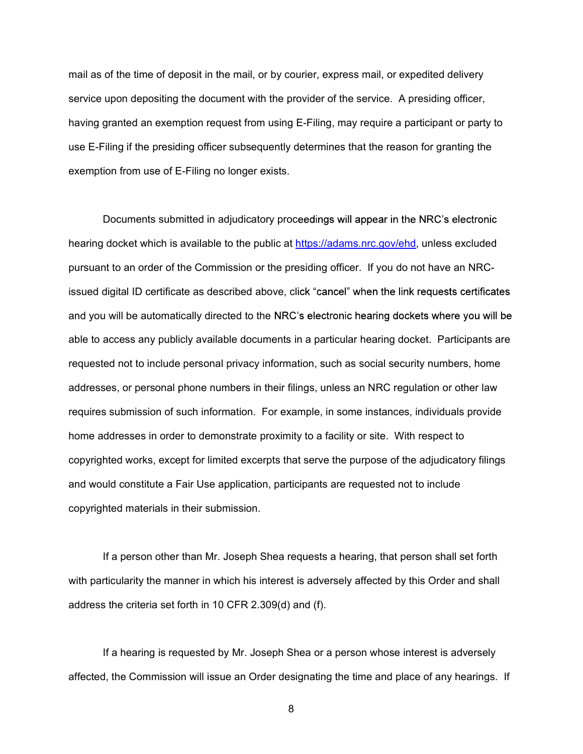mail as of the time of deposit in the mail, or by courier, express mail, or expedited delivery service upon depositing the document with the provider of the service. A presiding officer, having granted an exemption request from using E-Filing, may require a participant or party to use E-Filing if the presiding officer subsequently determines that the reason for granting the exemption from use of E-Filing no longer exists.

Documents submitted in adjudicatory proceedings will appear in the NRC's electronic hearing docket which is available to the public at https://adams.nrc.gov/ehd, unless excluded pursuant to an order of the Commission or the presiding officer. If you do not have an NRC-issued digital ID certificate as described above, click "cancel" when the link requests certificates and you will be automatically directed to the NRC's electronic hearing dockets where you will be able to access any publicly available documents in a particular hearing docket. Participants are requested not to include personal privacy information, such as social security numbers, home addresses, or personal phone numbers in their filings, unless an NRC regulation or other law requires submission of such information. For example, in some instances, individuals provide home addresses in order to demonstrate proximity to a facility or site. With respect to copyrighted works, except for limited excerpts that serve the purpose of the adjudicatory filings and would constitute a Fair Use application, participants are requested not to include copyrighted materials in their submission.

If a person other than Mr. Joseph Shea requests a hearing, that person shall set forth with particularity the manner in which his interest is adversely affected by this Order and shall address the criteria set forth in 10 CFR 2.309(d) and (f).

If a hearing is requested by Mr. Joseph Shea or a person whose interest is adversely affected, the Commission will issue an Order designating the time and place of any hearings. If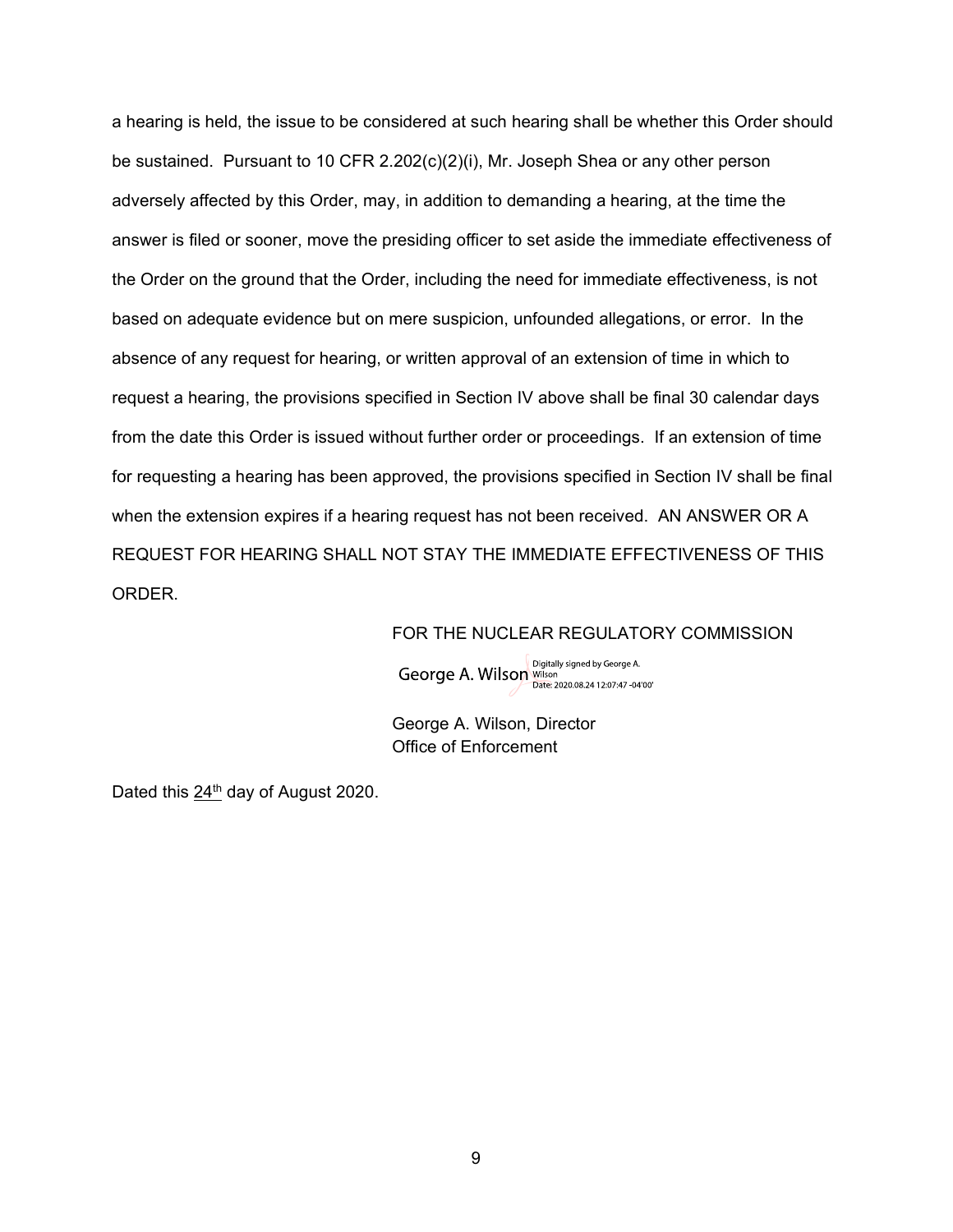a hearing is held, the issue to be considered at such hearing shall be whether this Order should be sustained. Pursuant to 10 CFR 2.202(c)(2)(i), Mr. Joseph Shea or any other person adversely affected by this Order, may, in addition to demanding a hearing, at the time the answer is filed or sooner, move the presiding officer to set aside the immediate effectiveness of the Order on the ground that the Order, including the need for immediate effectiveness, is not based on adequate evidence but on mere suspicion, unfounded allegations, or error. In the absence of any request for hearing, or written approval of an extension of time in which to request a hearing, the provisions specified in Section IV above shall be final 30 calendar days from the date this Order is issued without further order or proceedings. If an extension of time for requesting a hearing has been approved, the provisions specified in Section IV shall be final when the extension expires if a hearing request has not been received. AN ANSWER OR A REQUEST FOR HEARING SHALL NOT STAY THE IMMEDIATE EFFECTIVENESS OF THIS ORDER.

FOR THE NUCLEAR REGULATORY COMMISSION

George A. Wilson
Digitally signed by George A. Wilson
Date: 2020.08.24 12:07:47 -04'00'

George A. Wilson, Director
Office of Enforcement

Dated this 24th day of August 2020.